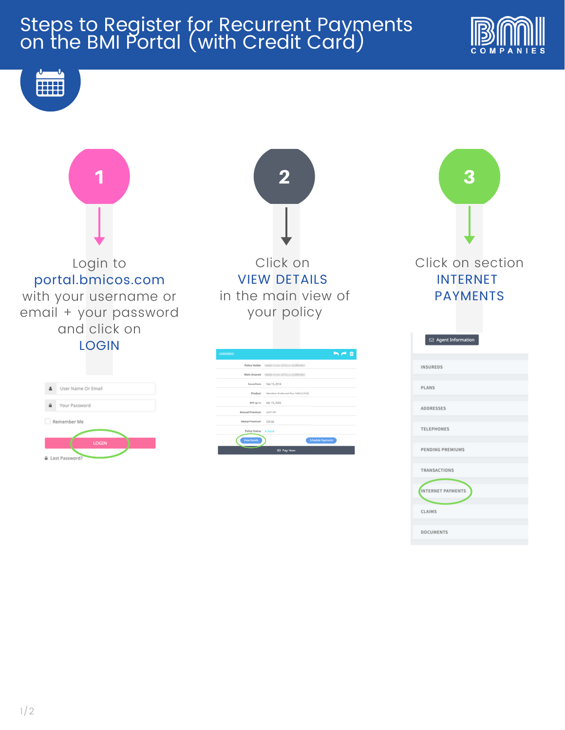# Steps to Register for Recurrent Payments on the BMI Portal (with Credit Card)

**1**

Login to **portal.bmicos.com** with your username or email + your password and click on **LOGIN**

**2**

Click on **VIEW DETAILS** in the main view of your policy

**3**

Click on section **INTERNET PAYMENTS**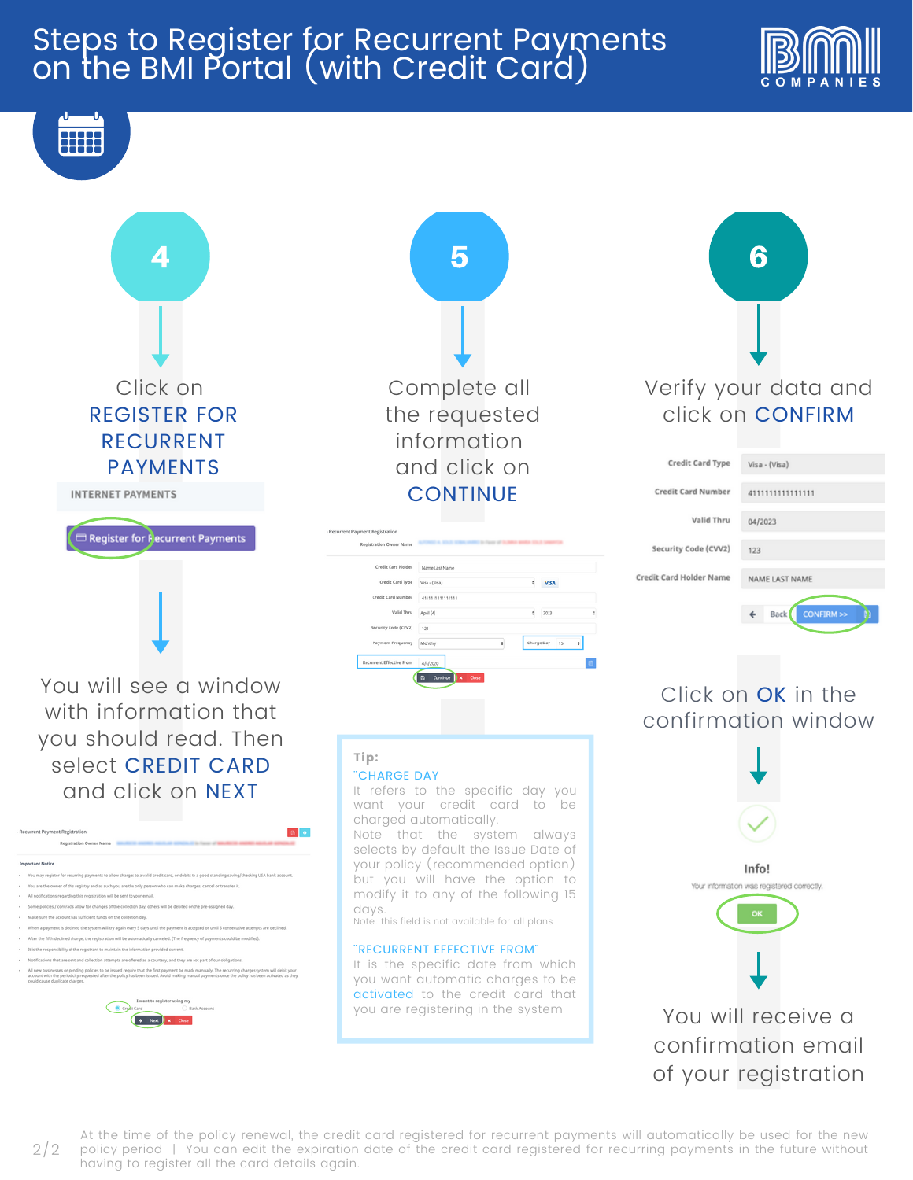# Steps to Register for Recurrent Payments on the BMI Portal (with Credit Card)

## 4

Click on **REGISTER FOR RECURRENT PAYMENTS**

INTERNET PAYMENTS

Register for Recurrent Payments

You will see a window with information that you should read. Then select **CREDIT CARD** and click on **NEXT**

## 5

Complete all the requested information and click on **CONTINUE**

**Tip:**

**"CHARGE DAY**

It refers to the specific day you want your credit card to be charged automatically.

Note that the system always selects by default the Issue Date of your policy (recommended option) but you will have the option to modify it to any of the following 15 days.

Note: this field is not available for all plans

**"RECURRENT EFFECTIVE FROM"**

It is the specific date from which you want automatic charges to be activated to the credit card that you are registering in the system

## 6

Verify your data and click on **CONFIRM**

| | |
|---|---|
| Credit Card Type | Visa - (Visa) |
| Credit Card Number | 4111111111111111 |
| Valid Thru | 04/2023 |
| Security Code (CVV2) | 123 |
| Credit Card Holder Name | NAME LAST NAME |

Back | CONFIRM >>

Click on **OK** in the confirmation window

Info!

Your information was registered correctly.

OK

You will receive a confirmation email of your registration

At the time of the policy renewal, the credit card registered for recurrent payments will automatically be used for the new policy period | You can edit the expiration date of the credit card registered for recurring payments in the future without having to register all the card details again.